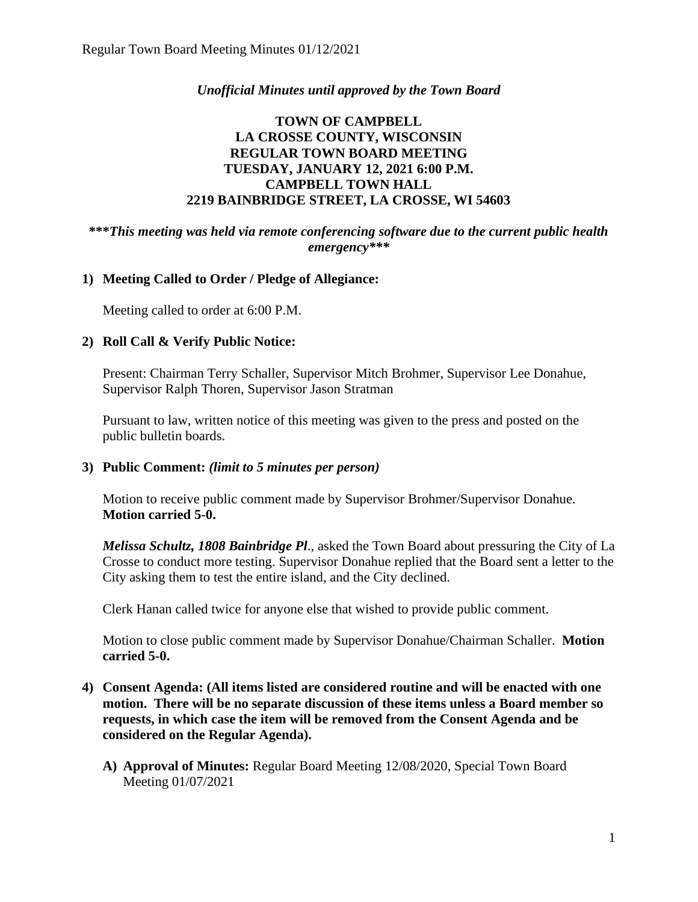*Unofficial Minutes until approved by the Town Board*

# TOWN OF CAMPBELL
# LA CROSSE COUNTY, WISCONSIN
# REGULAR TOWN BOARD MEETING
# TUESDAY, JANUARY 12, 2021 6:00 P.M.
# CAMPBELL TOWN HALL
# 2219 BAINBRIDGE STREET, LA CROSSE, WI 54603

***\*\*\*This meeting was held via remote conferencing software due to the current public health emergency\*\*\****

**1) Meeting Called to Order / Pledge of Allegiance:**

Meeting called to order at 6:00 P.M.

**2) Roll Call & Verify Public Notice:**

Present: Chairman Terry Schaller, Supervisor Mitch Brohmer, Supervisor Lee Donahue, Supervisor Ralph Thoren, Supervisor Jason Stratman

Pursuant to law, written notice of this meeting was given to the press and posted on the public bulletin boards.

**3) Public Comment:** *(limit to 5 minutes per person)*

Motion to receive public comment made by Supervisor Brohmer/Supervisor Donahue. **Motion carried 5-0.**

***Melissa Schultz, 1808 Bainbridge Pl***., asked the Town Board about pressuring the City of La Crosse to conduct more testing. Supervisor Donahue replied that the Board sent a letter to the City asking them to test the entire island, and the City declined.

Clerk Hanan called twice for anyone else that wished to provide public comment.

Motion to close public comment made by Supervisor Donahue/Chairman Schaller. **Motion carried 5-0.**

**4) Consent Agenda: (All items listed are considered routine and will be enacted with one motion. There will be no separate discussion of these items unless a Board member so requests, in which case the item will be removed from the Consent Agenda and be considered on the Regular Agenda).**

**A) Approval of Minutes:** Regular Board Meeting 12/08/2020, Special Town Board Meeting 01/07/2021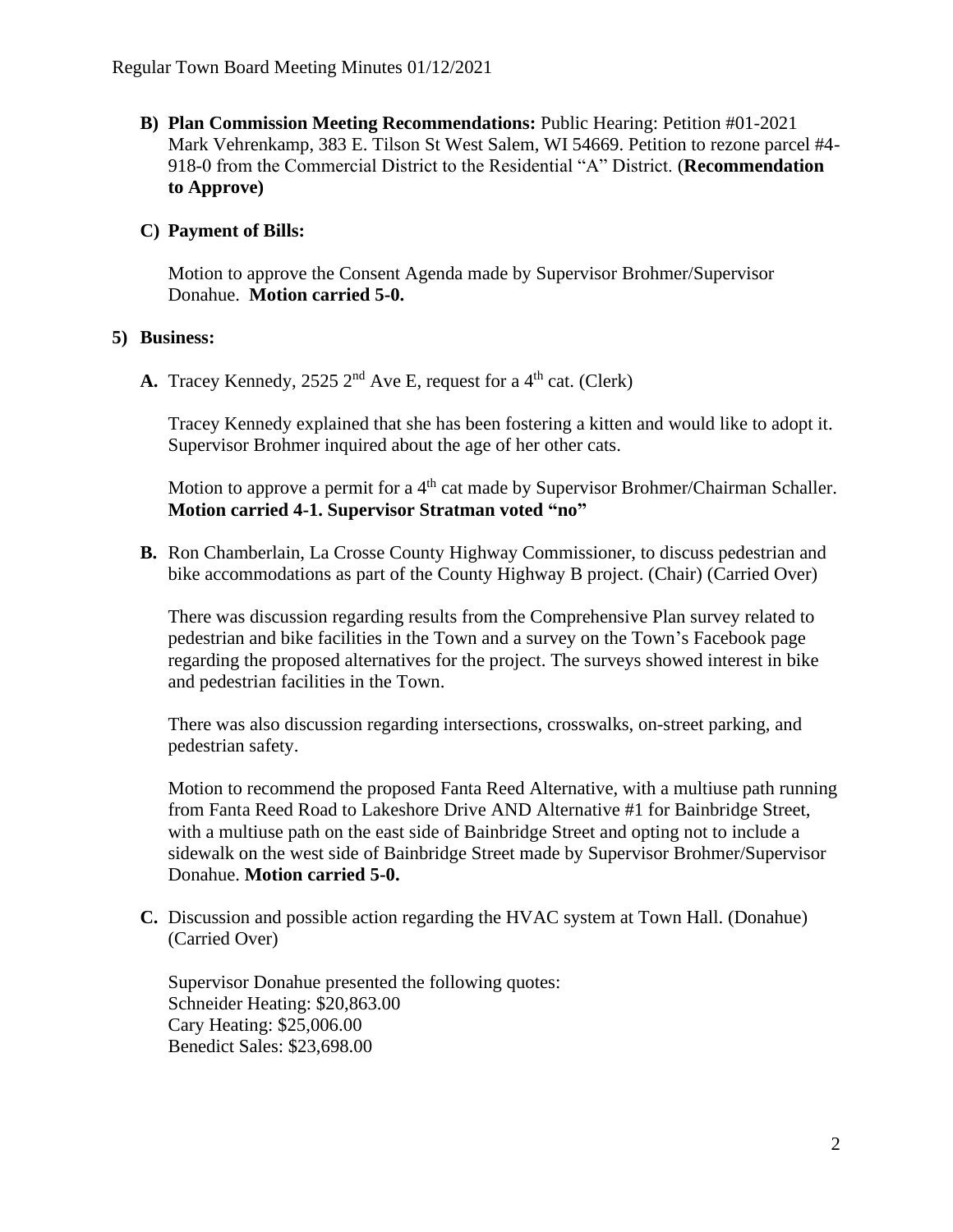**B) Plan Commission Meeting Recommendations:** Public Hearing: Petition #01-2021 Mark Vehrenkamp, 383 E. Tilson St West Salem, WI 54669. Petition to rezone parcel #4-918-0 from the Commercial District to the Residential "A" District. (**Recommendation to Approve)**

**C) Payment of Bills:**

Motion to approve the Consent Agenda made by Supervisor Brohmer/Supervisor Donahue. **Motion carried 5-0.**

**5) Business:**

**A.** Tracey Kennedy, 2525 2nd Ave E, request for a 4th cat. (Clerk)

Tracey Kennedy explained that she has been fostering a kitten and would like to adopt it. Supervisor Brohmer inquired about the age of her other cats.

Motion to approve a permit for a 4th cat made by Supervisor Brohmer/Chairman Schaller. **Motion carried 4-1. Supervisor Stratman voted "no"**

**B.** Ron Chamberlain, La Crosse County Highway Commissioner, to discuss pedestrian and bike accommodations as part of the County Highway B project. (Chair) (Carried Over)

There was discussion regarding results from the Comprehensive Plan survey related to pedestrian and bike facilities in the Town and a survey on the Town's Facebook page regarding the proposed alternatives for the project. The surveys showed interest in bike and pedestrian facilities in the Town.

There was also discussion regarding intersections, crosswalks, on-street parking, and pedestrian safety.

Motion to recommend the proposed Fanta Reed Alternative, with a multiuse path running from Fanta Reed Road to Lakeshore Drive AND Alternative #1 for Bainbridge Street, with a multiuse path on the east side of Bainbridge Street and opting not to include a sidewalk on the west side of Bainbridge Street made by Supervisor Brohmer/Supervisor Donahue. **Motion carried 5-0.**

**C.** Discussion and possible action regarding the HVAC system at Town Hall. (Donahue) (Carried Over)

Supervisor Donahue presented the following quotes:
Schneider Heating: $20,863.00
Cary Heating: $25,006.00
Benedict Sales: $23,698.00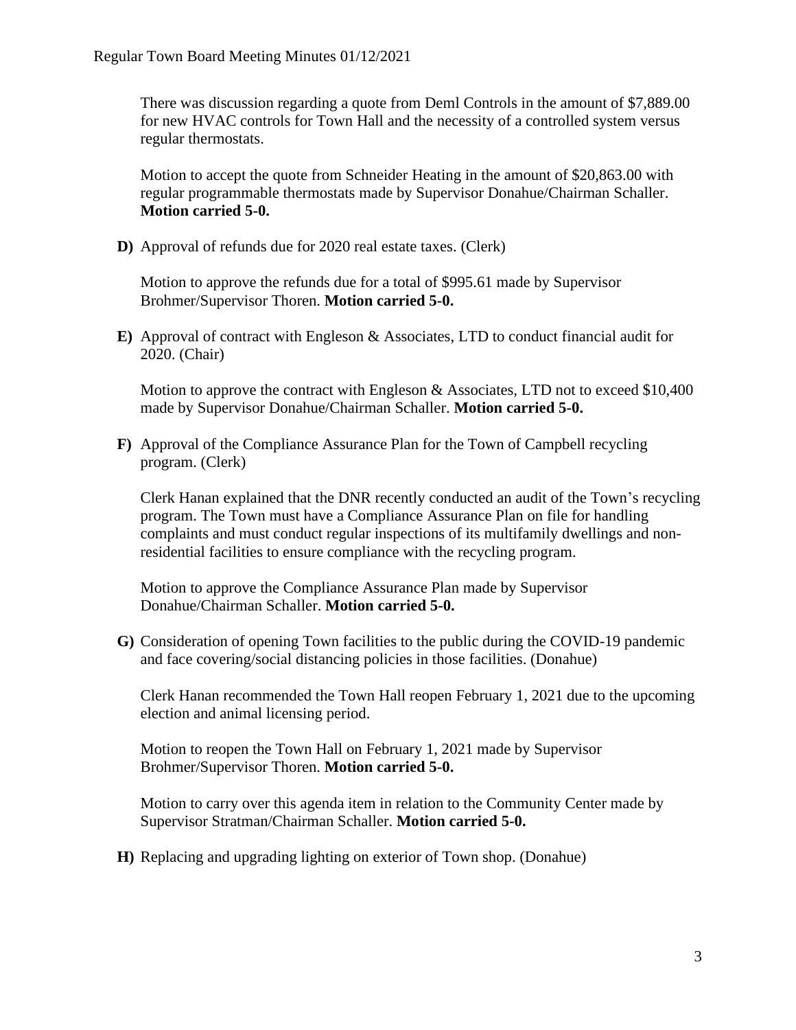There was discussion regarding a quote from Deml Controls in the amount of $7,889.00 for new HVAC controls for Town Hall and the necessity of a controlled system versus regular thermostats.

Motion to accept the quote from Schneider Heating in the amount of $20,863.00 with regular programmable thermostats made by Supervisor Donahue/Chairman Schaller. **Motion carried 5-0.**

**D)** Approval of refunds due for 2020 real estate taxes. (Clerk)

Motion to approve the refunds due for a total of $995.61 made by Supervisor Brohmer/Supervisor Thoren. **Motion carried 5-0.**

**E)** Approval of contract with Engleson & Associates, LTD to conduct financial audit for 2020. (Chair)

Motion to approve the contract with Engleson & Associates, LTD not to exceed $10,400 made by Supervisor Donahue/Chairman Schaller. **Motion carried 5-0.**

**F)** Approval of the Compliance Assurance Plan for the Town of Campbell recycling program. (Clerk)

Clerk Hanan explained that the DNR recently conducted an audit of the Town's recycling program. The Town must have a Compliance Assurance Plan on file for handling complaints and must conduct regular inspections of its multifamily dwellings and non-residential facilities to ensure compliance with the recycling program.

Motion to approve the Compliance Assurance Plan made by Supervisor Donahue/Chairman Schaller. **Motion carried 5-0.**

**G)** Consideration of opening Town facilities to the public during the COVID-19 pandemic and face covering/social distancing policies in those facilities. (Donahue)

Clerk Hanan recommended the Town Hall reopen February 1, 2021 due to the upcoming election and animal licensing period.

Motion to reopen the Town Hall on February 1, 2021 made by Supervisor Brohmer/Supervisor Thoren. **Motion carried 5-0.**

Motion to carry over this agenda item in relation to the Community Center made by Supervisor Stratman/Chairman Schaller. **Motion carried 5-0.**

**H)** Replacing and upgrading lighting on exterior of Town shop. (Donahue)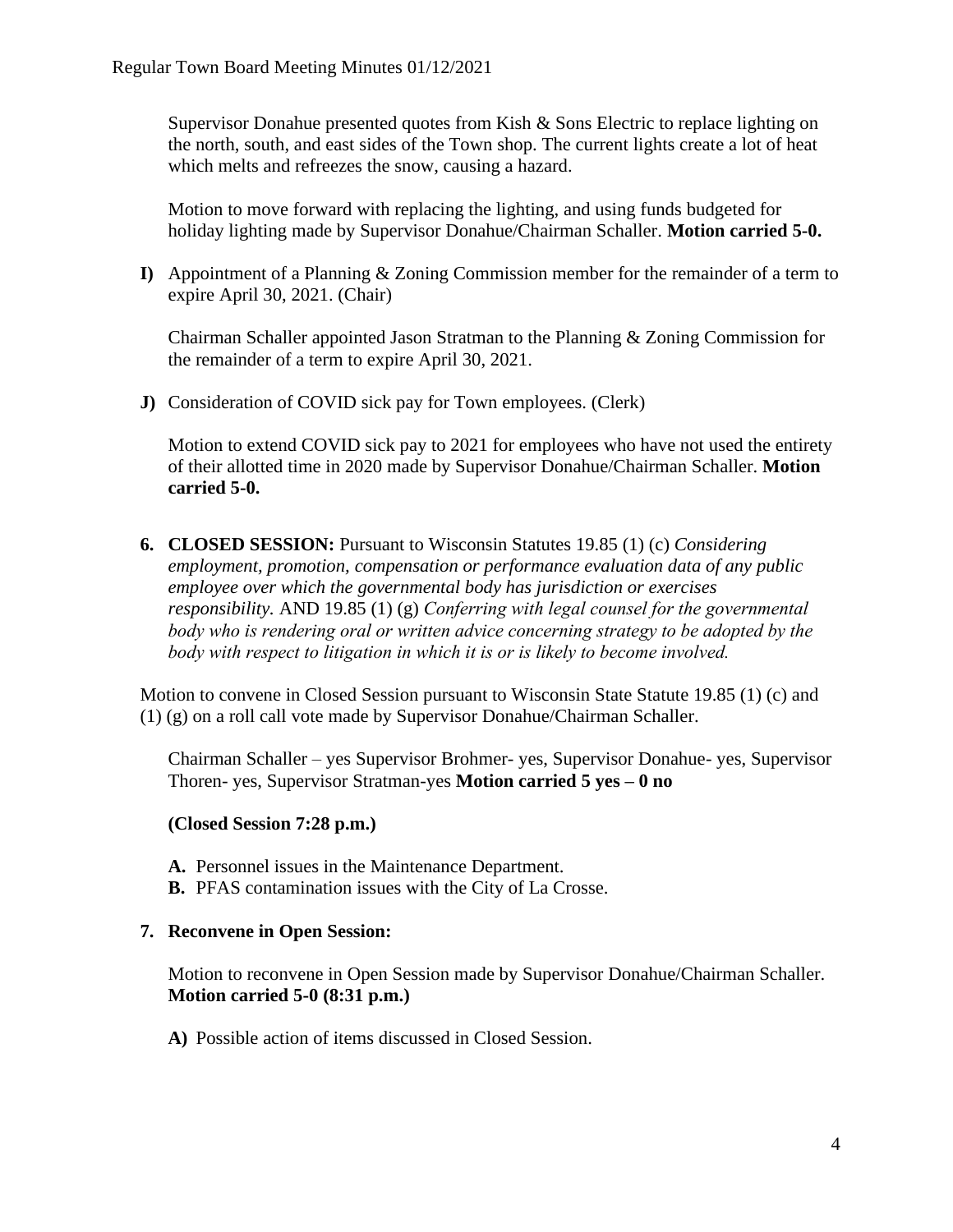Supervisor Donahue presented quotes from Kish & Sons Electric to replace lighting on the north, south, and east sides of the Town shop. The current lights create a lot of heat which melts and refreezes the snow, causing a hazard.

Motion to move forward with replacing the lighting, and using funds budgeted for holiday lighting made by Supervisor Donahue/Chairman Schaller. **Motion carried 5-0.**

**I)** Appointment of a Planning & Zoning Commission member for the remainder of a term to expire April 30, 2021. (Chair)

Chairman Schaller appointed Jason Stratman to the Planning & Zoning Commission for the remainder of a term to expire April 30, 2021.

**J)** Consideration of COVID sick pay for Town employees. (Clerk)

Motion to extend COVID sick pay to 2021 for employees who have not used the entirety of their allotted time in 2020 made by Supervisor Donahue/Chairman Schaller. **Motion carried 5-0.**

**6. CLOSED SESSION:** Pursuant to Wisconsin Statutes 19.85 (1) (c) *Considering employment, promotion, compensation or performance evaluation data of any public employee over which the governmental body has jurisdiction or exercises responsibility.* AND 19.85 (1) (g) *Conferring with legal counsel for the governmental body who is rendering oral or written advice concerning strategy to be adopted by the body with respect to litigation in which it is or is likely to become involved.*

Motion to convene in Closed Session pursuant to Wisconsin State Statute 19.85 (1) (c) and (1) (g) on a roll call vote made by Supervisor Donahue/Chairman Schaller.

Chairman Schaller – yes Supervisor Brohmer- yes, Supervisor Donahue- yes, Supervisor Thoren- yes, Supervisor Stratman-yes **Motion carried 5 yes – 0 no**

**(Closed Session 7:28 p.m.)**

**A.** Personnel issues in the Maintenance Department.
**B.** PFAS contamination issues with the City of La Crosse.

**7. Reconvene in Open Session:**

Motion to reconvene in Open Session made by Supervisor Donahue/Chairman Schaller. **Motion carried 5-0 (8:31 p.m.)**

**A)** Possible action of items discussed in Closed Session.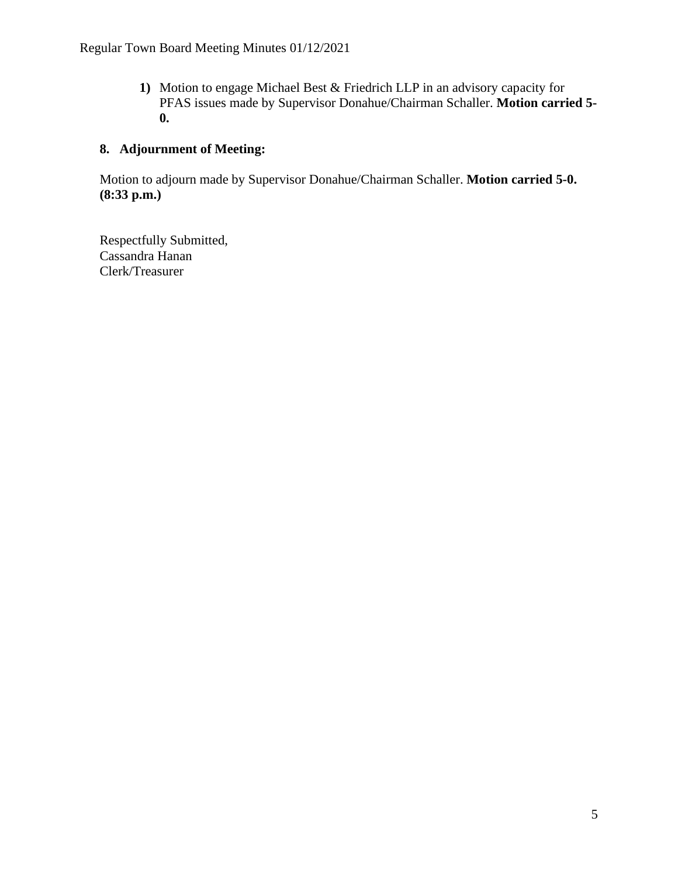1) Motion to engage Michael Best & Friedrich LLP in an advisory capacity for PFAS issues made by Supervisor Donahue/Chairman Schaller. **Motion carried 5-0.**

**8. Adjournment of Meeting:**

Motion to adjourn made by Supervisor Donahue/Chairman Schaller. **Motion carried 5-0. (8:33 p.m.)**

Respectfully Submitted,
Cassandra Hanan
Clerk/Treasurer